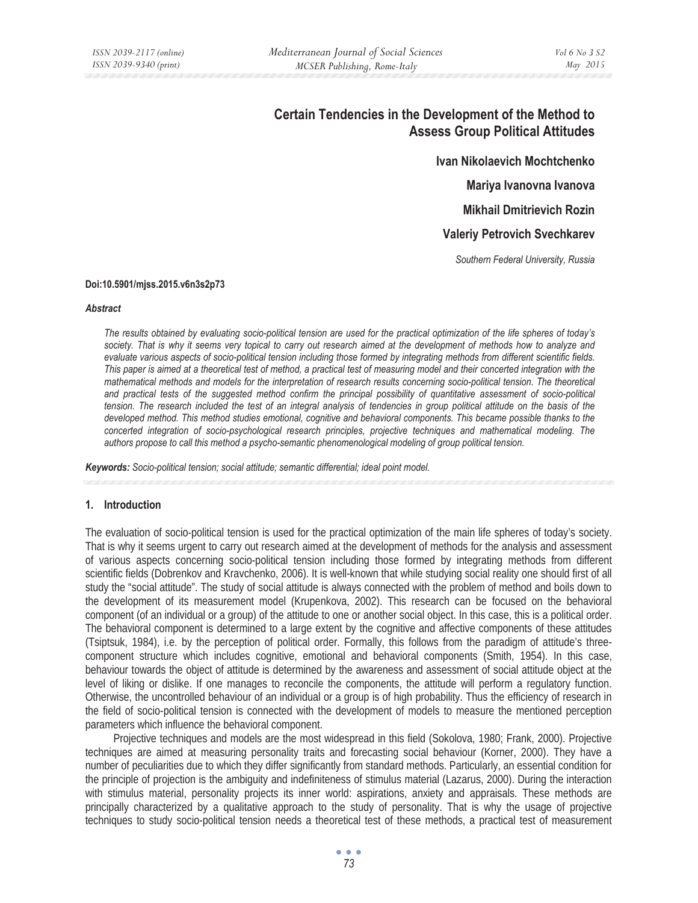# Certain Tendencies in the Development of the Method to Assess Group Political Attitudes

**Ivan Nikolaevich Mochtchenko**

**Mariya Ivanovna Ivanova**

**Mikhail Dmitrievich Rozin**

**Valeriy Petrovich Svechkarev**

*Southern Federal University, Russia*

**Doi:10.5901/mjss.2015.v6n3s2p73**

***Abstract***

*The results obtained by evaluating socio-political tension are used for the practical optimization of the life spheres of today's society. That is why it seems very topical to carry out research aimed at the development of methods how to analyze and evaluate various aspects of socio-political tension including those formed by integrating methods from different scientific fields. This paper is aimed at a theoretical test of method, a practical test of measuring model and their concerted integration with the mathematical methods and models for the interpretation of research results concerning socio-political tension. The theoretical and practical tests of the suggested method confirm the principal possibility of quantitative assessment of socio-political tension. The research included the test of an integral analysis of tendencies in group political attitude on the basis of the developed method. This method studies emotional, cognitive and behavioral components. This became possible thanks to the concerted integration of socio-psychological research principles, projective techniques and mathematical modeling. The authors propose to call this method a psycho-semantic phenomenological modeling of group political tension.*

***Keywords:*** *Socio-political tension; social attitude; semantic differential; ideal point model.*

## 1. Introduction

The evaluation of socio-political tension is used for the practical optimization of the main life spheres of today's society. That is why it seems urgent to carry out research aimed at the development of methods for the analysis and assessment of various aspects concerning socio-political tension including those formed by integrating methods from different scientific fields (Dobrenkov and Kravchenko, 2006). It is well-known that while studying social reality one should first of all study the "social attitude". The study of social attitude is always connected with the problem of method and boils down to the development of its measurement model (Krupenkova, 2002). This research can be focused on the behavioral component (of an individual or a group) of the attitude to one or another social object. In this case, this is a political order. The behavioral component is determined to a large extent by the cognitive and affective components of these attitudes (Tsiptsuk, 1984), i.e. by the perception of political order. Formally, this follows from the paradigm of attitude's three-component structure which includes cognitive, emotional and behavioral components (Smith, 1954). In this case, behaviour towards the object of attitude is determined by the awareness and assessment of social attitude object at the level of liking or dislike. If one manages to reconcile the components, the attitude will perform a regulatory function. Otherwise, the uncontrolled behaviour of an individual or a group is of high probability. Thus the efficiency of research in the field of socio-political tension is connected with the development of models to measure the mentioned perception parameters which influence the behavioral component.

Projective techniques and models are the most widespread in this field (Sokolova, 1980; Frank, 2000). Projective techniques are aimed at measuring personality traits and forecasting social behaviour (Korner, 2000). They have a number of peculiarities due to which they differ significantly from standard methods. Particularly, an essential condition for the principle of projection is the ambiguity and indefiniteness of stimulus material (Lazarus, 2000). During the interaction with stimulus material, personality projects its inner world: aspirations, anxiety and appraisals. These methods are principally characterized by a qualitative approach to the study of personality. That is why the usage of projective techniques to study socio-political tension needs a theoretical test of these methods, a practical test of measurement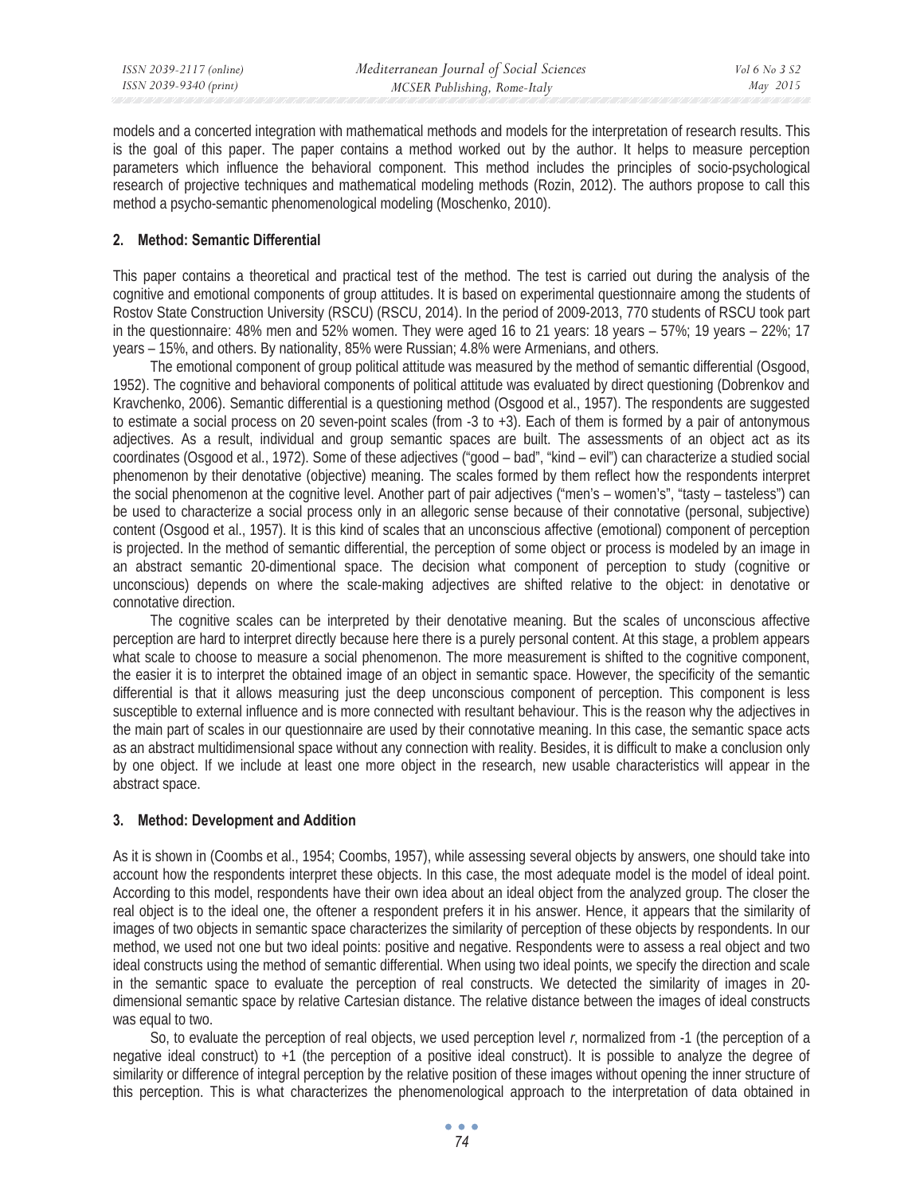models and a concerted integration with mathematical methods and models for the interpretation of research results. This is the goal of this paper. The paper contains a method worked out by the author. It helps to measure perception parameters which influence the behavioral component. This method includes the principles of socio-psychological research of projective techniques and mathematical modeling methods (Rozin, 2012). The authors propose to call this method a psycho-semantic phenomenological modeling (Moschenko, 2010).

## 2. Method: Semantic Differential

This paper contains a theoretical and practical test of the method. The test is carried out during the analysis of the cognitive and emotional components of group attitudes. It is based on experimental questionnaire among the students of Rostov State Construction University (RSCU) (RSCU, 2014). In the period of 2009-2013, 770 students of RSCU took part in the questionnaire: 48% men and 52% women. They were aged 16 to 21 years: 18 years – 57%; 19 years – 22%; 17 years – 15%, and others. By nationality, 85% were Russian; 4.8% were Armenians, and others.

The emotional component of group political attitude was measured by the method of semantic differential (Osgood, 1952). The cognitive and behavioral components of political attitude was evaluated by direct questioning (Dobrenkov and Kravchenko, 2006). Semantic differential is a questioning method (Osgood et al., 1957). The respondents are suggested to estimate a social process on 20 seven-point scales (from -3 to +3). Each of them is formed by a pair of antonymous adjectives. As a result, individual and group semantic spaces are built. The assessments of an object act as its coordinates (Osgood et al., 1972). Some of these adjectives ("good – bad", "kind – evil") can characterize a studied social phenomenon by their denotative (objective) meaning. The scales formed by them reflect how the respondents interpret the social phenomenon at the cognitive level. Another part of pair adjectives ("men's – women's", "tasty – tasteless") can be used to characterize a social process only in an allegoric sense because of their connotative (personal, subjective) content (Osgood et al., 1957). It is this kind of scales that an unconscious affective (emotional) component of perception is projected. In the method of semantic differential, the perception of some object or process is modeled by an image in an abstract semantic 20-dimentional space. The decision what component of perception to study (cognitive or unconscious) depends on where the scale-making adjectives are shifted relative to the object: in denotative or connotative direction.

The cognitive scales can be interpreted by their denotative meaning. But the scales of unconscious affective perception are hard to interpret directly because here there is a purely personal content. At this stage, a problem appears what scale to choose to measure a social phenomenon. The more measurement is shifted to the cognitive component, the easier it is to interpret the obtained image of an object in semantic space. However, the specificity of the semantic differential is that it allows measuring just the deep unconscious component of perception. This component is less susceptible to external influence and is more connected with resultant behaviour. This is the reason why the adjectives in the main part of scales in our questionnaire are used by their connotative meaning. In this case, the semantic space acts as an abstract multidimensional space without any connection with reality. Besides, it is difficult to make a conclusion only by one object. If we include at least one more object in the research, new usable characteristics will appear in the abstract space.

## 3. Method: Development and Addition

As it is shown in (Coombs et al., 1954; Coombs, 1957), while assessing several objects by answers, one should take into account how the respondents interpret these objects. In this case, the most adequate model is the model of ideal point. According to this model, respondents have their own idea about an ideal object from the analyzed group. The closer the real object is to the ideal one, the oftener a respondent prefers it in his answer. Hence, it appears that the similarity of images of two objects in semantic space characterizes the similarity of perception of these objects by respondents. In our method, we used not one but two ideal points: positive and negative. Respondents were to assess a real object and two ideal constructs using the method of semantic differential. When using two ideal points, we specify the direction and scale in the semantic space to evaluate the perception of real constructs. We detected the similarity of images in 20-dimensional semantic space by relative Cartesian distance. The relative distance between the images of ideal constructs was equal to two.

So, to evaluate the perception of real objects, we used perception level $r$, normalized from -1 (the perception of a negative ideal construct) to +1 (the perception of a positive ideal construct). It is possible to analyze the degree of similarity or difference of integral perception by the relative position of these images without opening the inner structure of this perception. This is what characterizes the phenomenological approach to the interpretation of data obtained in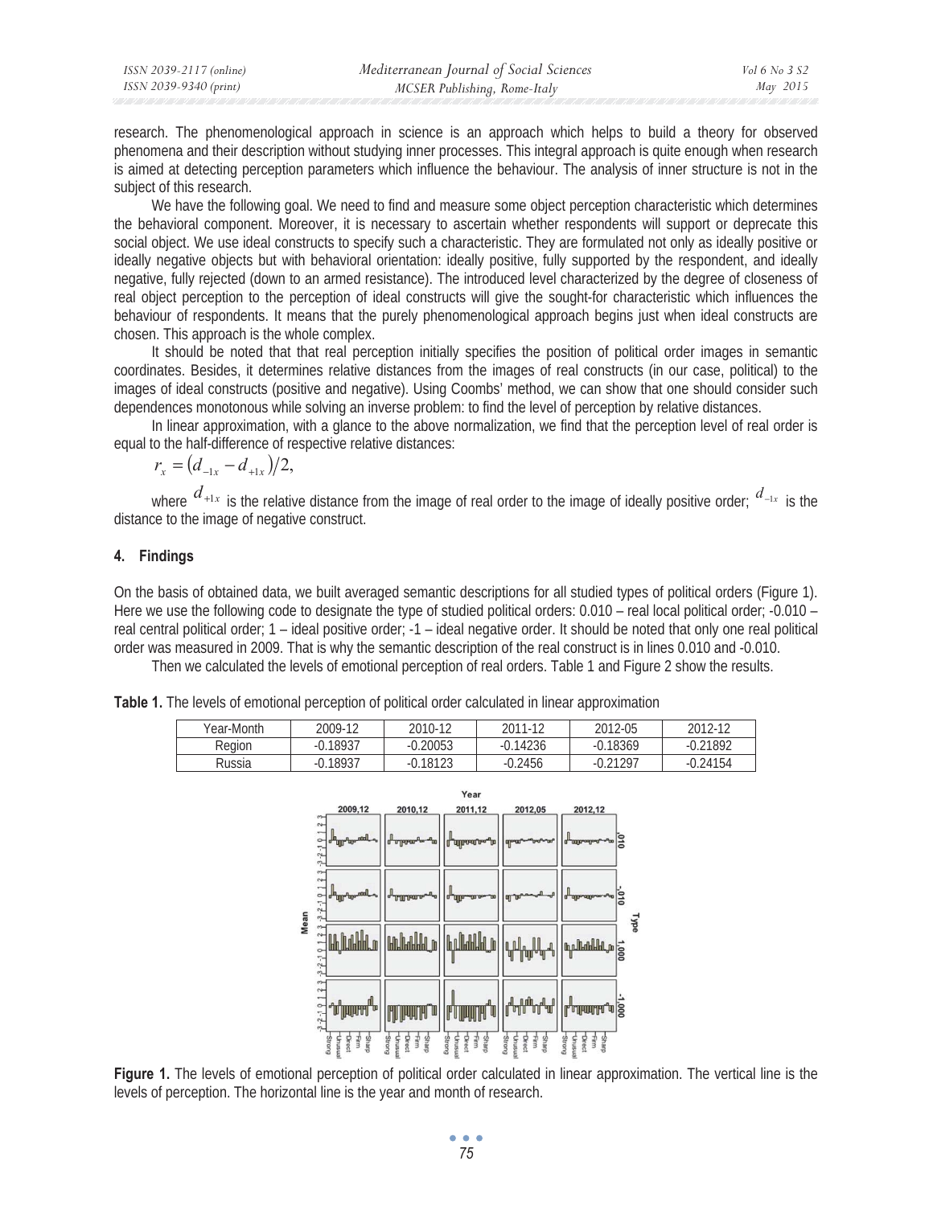research. The phenomenological approach in science is an approach which helps to build a theory for observed phenomena and their description without studying inner processes. This integral approach is quite enough when research is aimed at detecting perception parameters which influence the behaviour. The analysis of inner structure is not in the subject of this research.

We have the following goal. We need to find and measure some object perception characteristic which determines the behavioral component. Moreover, it is necessary to ascertain whether respondents will support or deprecate this social object. We use ideal constructs to specify such a characteristic. They are formulated not only as ideally positive or ideally negative objects but with behavioral orientation: ideally positive, fully supported by the respondent, and ideally negative, fully rejected (down to an armed resistance). The introduced level characterized by the degree of closeness of real object perception to the perception of ideal constructs will give the sought-for characteristic which influences the behaviour of respondents. It means that the purely phenomenological approach begins just when ideal constructs are chosen. This approach is the whole complex.

It should be noted that that real perception initially specifies the position of political order images in semantic coordinates. Besides, it determines relative distances from the images of real constructs (in our case, political) to the images of ideal constructs (positive and negative). Using Coombs' method, we can show that one should consider such dependences monotonous while solving an inverse problem: to find the level of perception by relative distances.

In linear approximation, with a glance to the above normalization, we find that the perception level of real order is equal to the half-difference of respective relative distances:

$$r_x = (d_{-1x} - d_{+1x})/2,$$

where $d_{+1x}$ is the relative distance from the image of real order to the image of ideally positive order; $d_{-1x}$ is the distance to the image of negative construct.

## 4. Findings

On the basis of obtained data, we built averaged semantic descriptions for all studied types of political orders (Figure 1). Here we use the following code to designate the type of studied political orders: 0.010 – real local political order; -0.010 – real central political order; 1 – ideal positive order; -1 – ideal negative order. It should be noted that only one real political order was measured in 2009. That is why the semantic description of the real construct is in lines 0.010 and -0.010.

Then we calculated the levels of emotional perception of real orders. Table 1 and Figure 2 show the results.

**Table 1.** The levels of emotional perception of political order calculated in linear approximation

| Year-Month | 2009-12 | 2010-12 | 2011-12 | 2012-05 | 2012-12 |
|---|---|---|---|---|---|
| Region | -0.18937 | -0.20053 | -0.14236 | -0.18369 | -0.21892 |
| Russia | -0.18937 | -0.18123 | -0.2456 | -0.21297 | -0.24154 |

**Figure 1.** The levels of emotional perception of political order calculated in linear approximation. The vertical line is the levels of perception. The horizontal line is the year and month of research.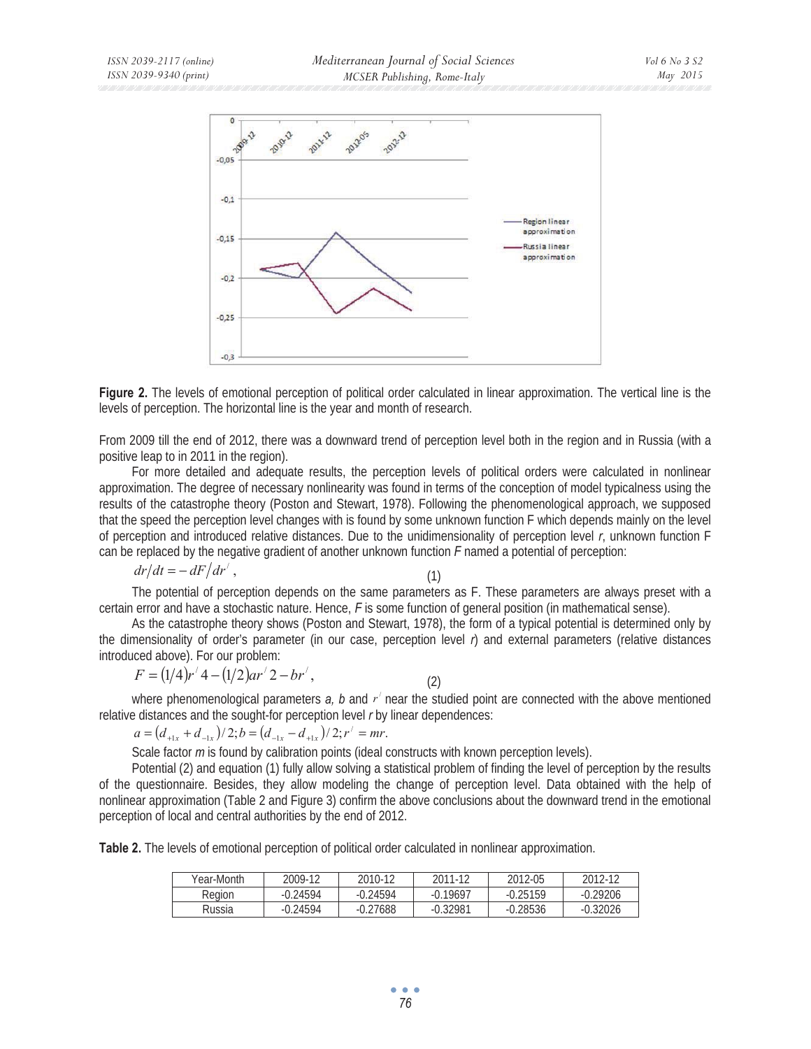**Figure 2.** The levels of emotional perception of political order calculated in linear approximation. The vertical line is the levels of perception. The horizontal line is the year and month of research.

From 2009 till the end of 2012, there was a downward trend of perception level both in the region and in Russia (with a positive leap to in 2011 in the region).

For more detailed and adequate results, the perception levels of political orders were calculated in nonlinear approximation. The degree of necessary nonlinearity was found in terms of the conception of model typicalness using the results of the catastrophe theory (Poston and Stewart, 1978). Following the phenomenological approach, we supposed that the speed the perception level changes with is found by some unknown function F which depends mainly on the level of perception and introduced relative distances. Due to the unidimensionality of perception level *r*, unknown function F can be replaced by the negative gradient of another unknown function *F* named a potential of perception:

$$dr/dt = -dF/dr^{/}, \tag{1}$$

The potential of perception depends on the same parameters as F. These parameters are always preset with a certain error and have a stochastic nature. Hence, *F* is some function of general position (in mathematical sense).

As the catastrophe theory shows (Poston and Stewart, 1978), the form of a typical potential is determined only by the dimensionality of order's parameter (in our case, perception level *r*) and external parameters (relative distances introduced above). For our problem:

$$F = (1/4)r^{/}4 - (1/2)ar^{/}2 - br^{/}, \tag{2}$$

where phenomenological parameters *a, b* and $r^{/}$ near the studied point are connected with the above mentioned relative distances and the sought-for perception level *r* by linear dependences:

$$a = (d_{+1x} + d_{-1x})/2; b = (d_{-1x} - d_{+1x})/2; r^{/} = mr.$$

Scale factor *m* is found by calibration points (ideal constructs with known perception levels).

Potential (2) and equation (1) fully allow solving a statistical problem of finding the level of perception by the results of the questionnaire. Besides, they allow modeling the change of perception level. Data obtained with the help of nonlinear approximation (Table 2 and Figure 3) confirm the above conclusions about the downward trend in the emotional perception of local and central authorities by the end of 2012.

**Table 2.** The levels of emotional perception of political order calculated in nonlinear approximation.

| Year-Month | 2009-12 | 2010-12 | 2011-12 | 2012-05 | 2012-12 |
|---|---|---|---|---|---|
| Region | -0.24594 | -0.24594 | -0.19697 | -0.25159 | -0.29206 |
| Russia | -0.24594 | -0.27688 | -0.32981 | -0.28536 | -0.32026 |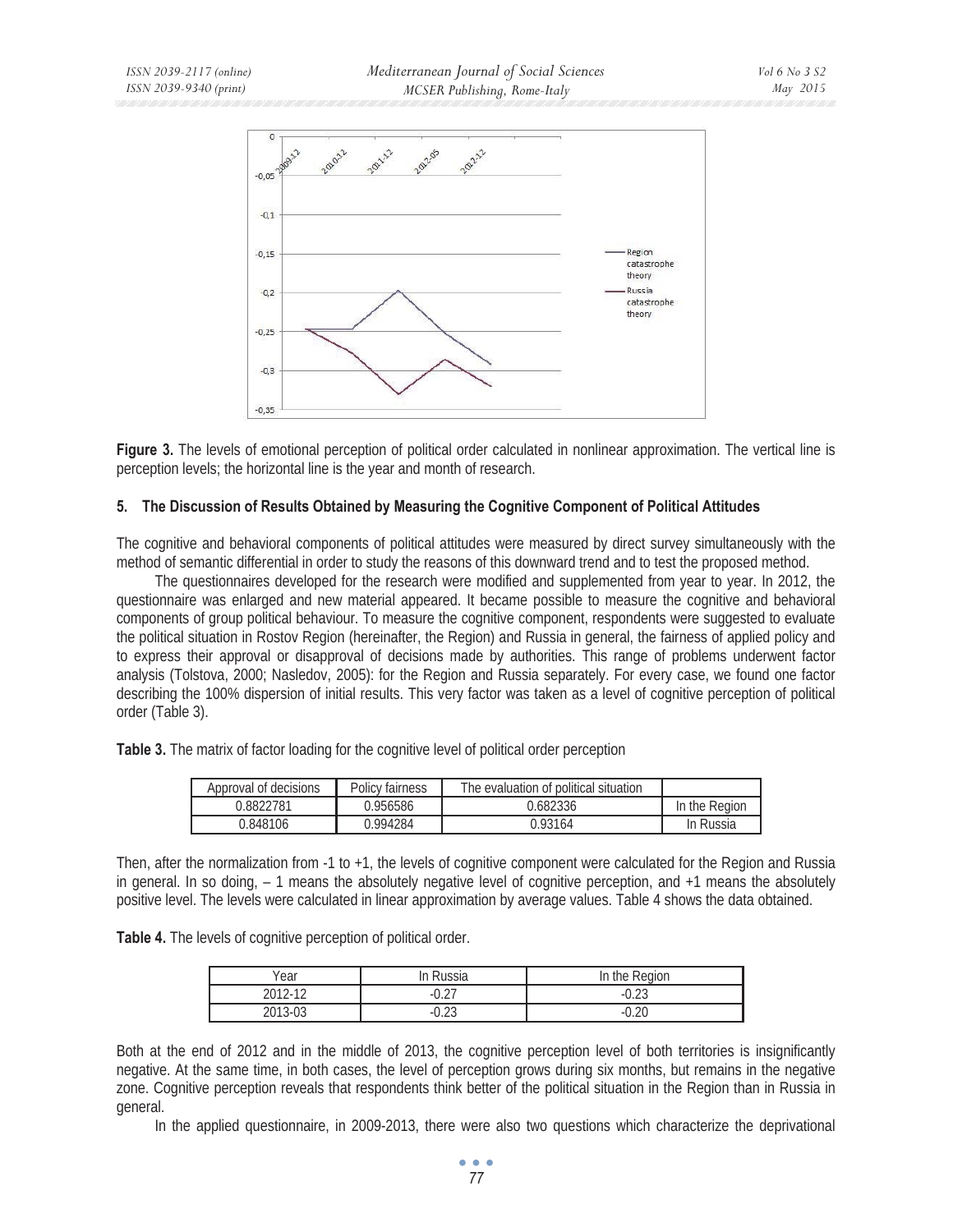**Figure 3.** The levels of emotional perception of political order calculated in nonlinear approximation. The vertical line is perception levels; the horizontal line is the year and month of research.

## 5. The Discussion of Results Obtained by Measuring the Cognitive Component of Political Attitudes

The cognitive and behavioral components of political attitudes were measured by direct survey simultaneously with the method of semantic differential in order to study the reasons of this downward trend and to test the proposed method.

The questionnaires developed for the research were modified and supplemented from year to year. In 2012, the questionnaire was enlarged and new material appeared. It became possible to measure the cognitive and behavioral components of group political behaviour. To measure the cognitive component, respondents were suggested to evaluate the political situation in Rostov Region (hereinafter, the Region) and Russia in general, the fairness of applied policy and to express their approval or disapproval of decisions made by authorities. This range of problems underwent factor analysis (Tolstova, 2000; Nasledov, 2005): for the Region and Russia separately. For every case, we found one factor describing the 100% dispersion of initial results. This very factor was taken as a level of cognitive perception of political order (Table 3).

**Table 3.** The matrix of factor loading for the cognitive level of political order perception

| Approval of decisions | Policy fairness | The evaluation of political situation | |
|---|---|---|---|
| 0.8822781 | 0.956586 | 0.682336 | In the Region |
| 0.848106 | 0.994284 | 0.93164 | In Russia |

Then, after the normalization from -1 to +1, the levels of cognitive component were calculated for the Region and Russia in general. In so doing, – 1 means the absolutely negative level of cognitive perception, and +1 means the absolutely positive level. The levels were calculated in linear approximation by average values. Table 4 shows the data obtained.

**Table 4.** The levels of cognitive perception of political order.

| Year | In Russia | In the Region |
|---|---|---|
| 2012-12 | -0.27 | -0.23 |
| 2013-03 | -0.23 | -0.20 |

Both at the end of 2012 and in the middle of 2013, the cognitive perception level of both territories is insignificantly negative. At the same time, in both cases, the level of perception grows during six months, but remains in the negative zone. Cognitive perception reveals that respondents think better of the political situation in the Region than in Russia in general.

In the applied questionnaire, in 2009-2013, there were also two questions which characterize the deprivational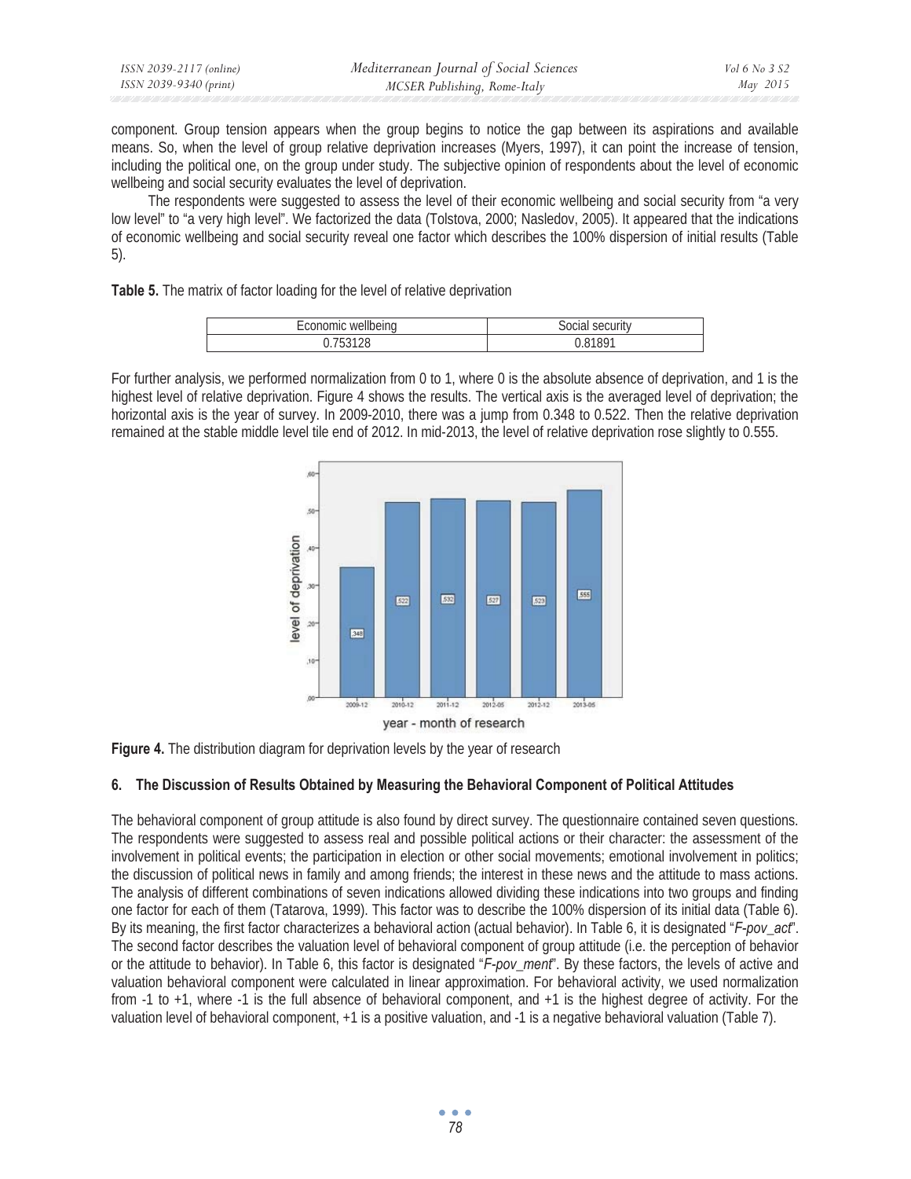component. Group tension appears when the group begins to notice the gap between its aspirations and available means. So, when the level of group relative deprivation increases (Myers, 1997), it can point the increase of tension, including the political one, on the group under study. The subjective opinion of respondents about the level of economic wellbeing and social security evaluates the level of deprivation.

The respondents were suggested to assess the level of their economic wellbeing and social security from "a very low level" to "a very high level". We factorized the data (Tolstova, 2000; Nasledov, 2005). It appeared that the indications of economic wellbeing and social security reveal one factor which describes the 100% dispersion of initial results (Table 5).

**Table 5.** The matrix of factor loading for the level of relative deprivation

| Economic wellbeing | Social security |
|---|---|
| 0.753128 | 0.81891 |

For further analysis, we performed normalization from 0 to 1, where 0 is the absolute absence of deprivation, and 1 is the highest level of relative deprivation. Figure 4 shows the results. The vertical axis is the averaged level of deprivation; the horizontal axis is the year of survey. In 2009-2010, there was a jump from 0.348 to 0.522. Then the relative deprivation remained at the stable middle level tile end of 2012. In mid-2013, the level of relative deprivation rose slightly to 0.555.

**Figure 4.** The distribution diagram for deprivation levels by the year of research

## 6. The Discussion of Results Obtained by Measuring the Behavioral Component of Political Attitudes

The behavioral component of group attitude is also found by direct survey. The questionnaire contained seven questions. The respondents were suggested to assess real and possible political actions or their character: the assessment of the involvement in political events; the participation in election or other social movements; emotional involvement in politics; the discussion of political news in family and among friends; the interest in these news and the attitude to mass actions. The analysis of different combinations of seven indications allowed dividing these indications into two groups and finding one factor for each of them (Tatarova, 1999). This factor was to describe the 100% dispersion of its initial data (Table 6). By its meaning, the first factor characterizes a behavioral action (actual behavior). In Table 6, it is designated "*F-pov_act*". The second factor describes the valuation level of behavioral component of group attitude (i.e. the perception of behavior or the attitude to behavior). In Table 6, this factor is designated "*F-pov_ment*". By these factors, the levels of active and valuation behavioral component were calculated in linear approximation. For behavioral activity, we used normalization from -1 to +1, where -1 is the full absence of behavioral component, and +1 is the highest degree of activity. For the valuation level of behavioral component, +1 is a positive valuation, and -1 is a negative behavioral valuation (Table 7).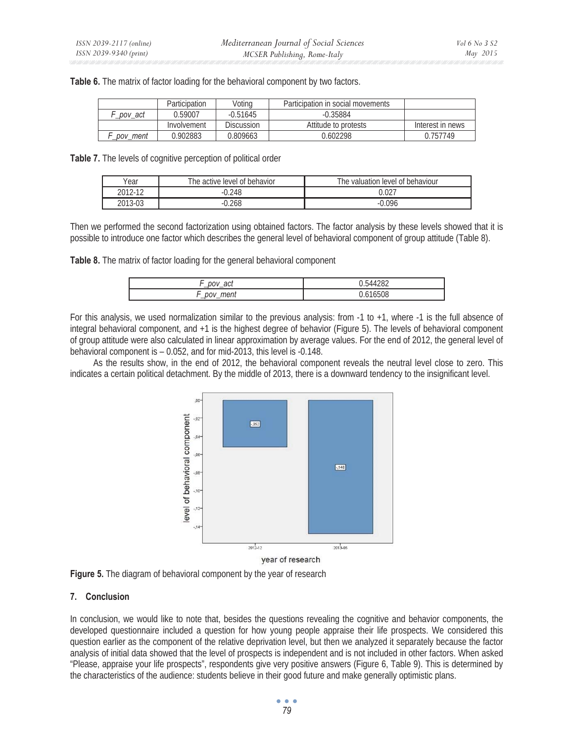**Table 6.** The matrix of factor loading for the behavioral component by two factors.

| | Participation | Voting | Participation in social movements | |
|---|---|---|---|---|
| *F_pov_act* | 0.59007 | -0.51645 | -0.35884 | |
| | Involvement | Discussion | Attitude to protests | Interest in news |
| *F_pov_ment* | 0.902883 | 0.809663 | 0.602298 | 0.757749 |

**Table 7.** The levels of cognitive perception of political order

| Year | The active level of behavior | The valuation level of behaviour |
|---|---|---|
| 2012-12 | -0.248 | 0.027 |
| 2013-03 | -0.268 | -0.096 |

Then we performed the second factorization using obtained factors. The factor analysis by these levels showed that it is possible to introduce one factor which describes the general level of behavioral component of group attitude (Table 8).

**Table 8.** The matrix of factor loading for the general behavioral component

| | |
|---|---|
| *F_pov_act* | 0.544282 |
| *F_pov_ment* | 0.616508 |

For this analysis, we used normalization similar to the previous analysis: from -1 to +1, where -1 is the full absence of integral behavioral component, and +1 is the highest degree of behavior (Figure 5). The levels of behavioral component of group attitude were also calculated in linear approximation by average values. For the end of 2012, the general level of behavioral component is – 0.052, and for mid-2013, this level is -0.148.

As the results show, in the end of 2012, the behavioral component reveals the neutral level close to zero. This indicates a certain political detachment. By the middle of 2013, there is a downward tendency to the insignificant level.

**Figure 5.** The diagram of behavioral component by the year of research

## 7. Conclusion

In conclusion, we would like to note that, besides the questions revealing the cognitive and behavior components, the developed questionnaire included a question for how young people appraise their life prospects. We considered this question earlier as the component of the relative deprivation level, but then we analyzed it separately because the factor analysis of initial data showed that the level of prospects is independent and is not included in other factors. When asked "Please, appraise your life prospects", respondents give very positive answers (Figure 6, Table 9). This is determined by the characteristics of the audience: students believe in their good future and make generally optimistic plans.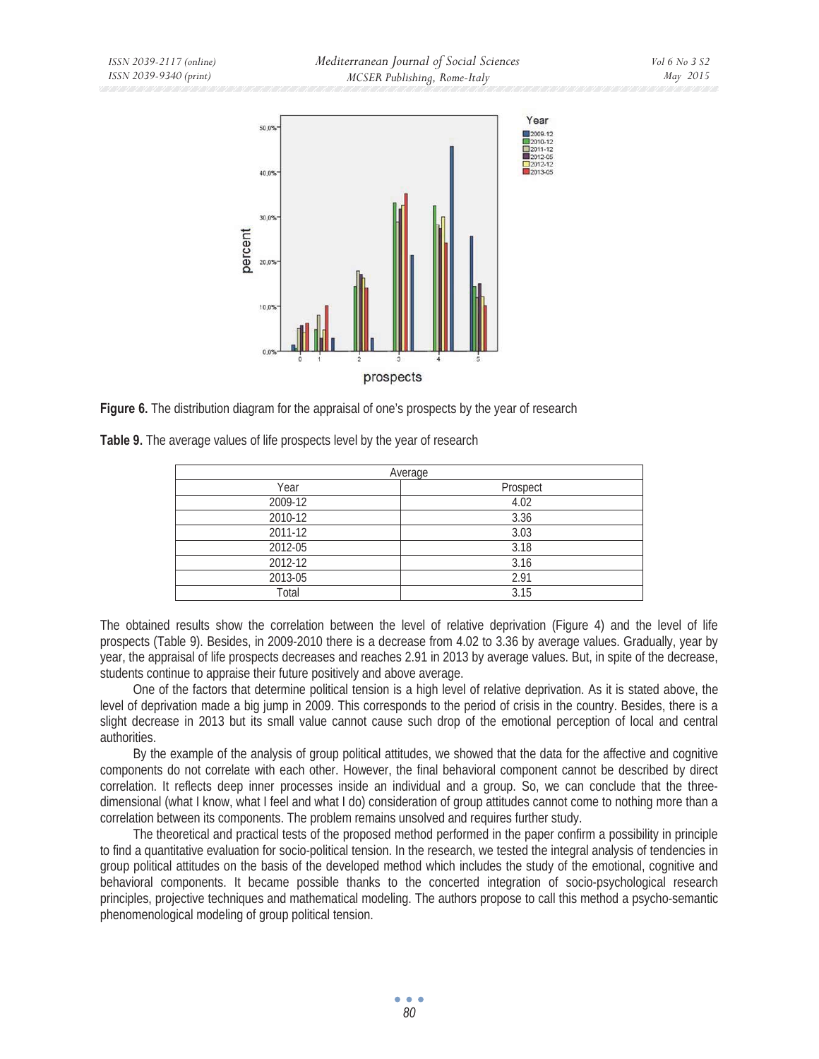**Figure 6.** The distribution diagram for the appraisal of one's prospects by the year of research

**Table 9.** The average values of life prospects level by the year of research

| Average | |
|---|---|
| Year | Prospect |
| 2009-12 | 4.02 |
| 2010-12 | 3.36 |
| 2011-12 | 3.03 |
| 2012-05 | 3.18 |
| 2012-12 | 3.16 |
| 2013-05 | 2.91 |
| Total | 3.15 |

The obtained results show the correlation between the level of relative deprivation (Figure 4) and the level of life prospects (Table 9). Besides, in 2009-2010 there is a decrease from 4.02 to 3.36 by average values. Gradually, year by year, the appraisal of life prospects decreases and reaches 2.91 in 2013 by average values. But, in spite of the decrease, students continue to appraise their future positively and above average.

One of the factors that determine political tension is a high level of relative deprivation. As it is stated above, the level of deprivation made a big jump in 2009. This corresponds to the period of crisis in the country. Besides, there is a slight decrease in 2013 but its small value cannot cause such drop of the emotional perception of local and central authorities.

By the example of the analysis of group political attitudes, we showed that the data for the affective and cognitive components do not correlate with each other. However, the final behavioral component cannot be described by direct correlation. It reflects deep inner processes inside an individual and a group. So, we can conclude that the three-dimensional (what I know, what I feel and what I do) consideration of group attitudes cannot come to nothing more than a correlation between its components. The problem remains unsolved and requires further study.

The theoretical and practical tests of the proposed method performed in the paper confirm a possibility in principle to find a quantitative evaluation for socio-political tension. In the research, we tested the integral analysis of tendencies in group political attitudes on the basis of the developed method which includes the study of the emotional, cognitive and behavioral components. It became possible thanks to the concerted integration of socio-psychological research principles, projective techniques and mathematical modeling. The authors propose to call this method a psycho-semantic phenomenological modeling of group political tension.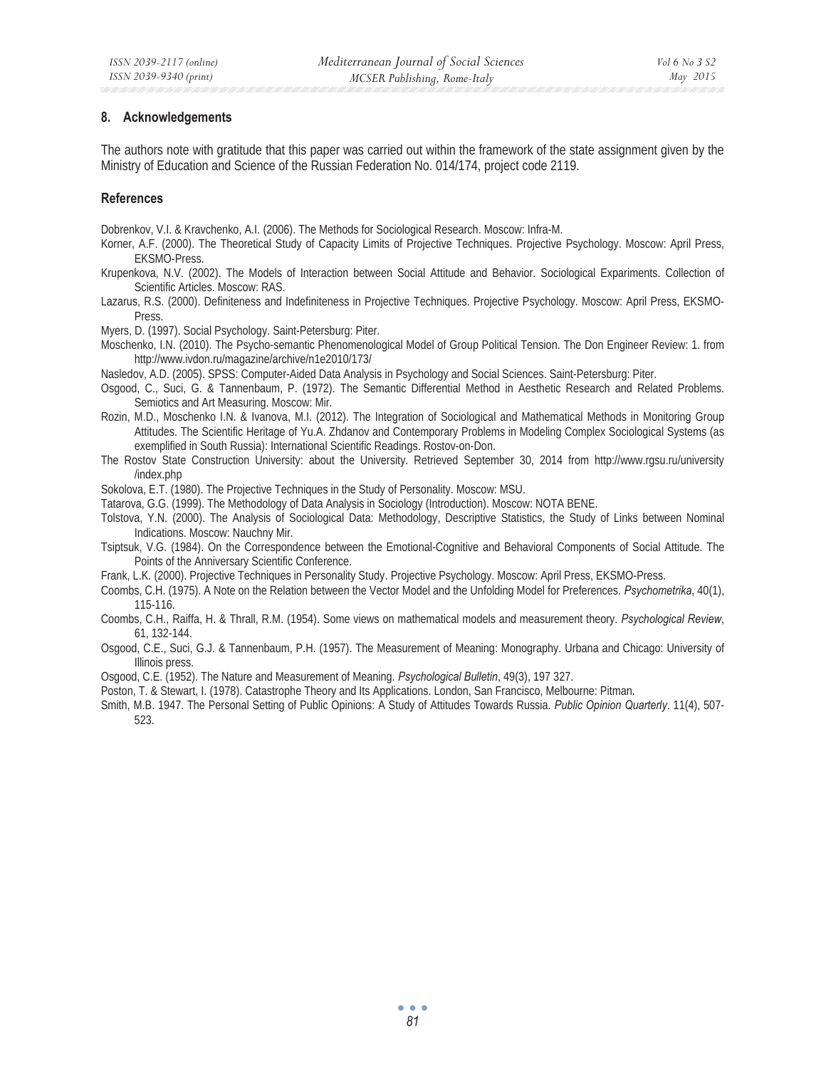## 8. Acknowledgements

The authors note with gratitude that this paper was carried out within the framework of the state assignment given by the Ministry of Education and Science of the Russian Federation No. 014/174, project code 2119.

## References

Dobrenkov, V.I. & Kravchenko, A.I. (2006). The Methods for Sociological Research. Moscow: Infra-M.

Korner, A.F. (2000). The Theoretical Study of Capacity Limits of Projective Techniques. Projective Psychology. Moscow: April Press, EKSMO-Press.

Krupenkova, N.V. (2002). The Models of Interaction between Social Attitude and Behavior. Sociological Expariments. Collection of Scientific Articles. Moscow: RAS.

Lazarus, R.S. (2000). Definiteness and Indefiniteness in Projective Techniques. Projective Psychology. Moscow: April Press, EKSMO-Press.

Myers, D. (1997). Social Psychology. Saint-Petersburg: Piter.

Moschenko, I.N. (2010). The Psycho-semantic Phenomenological Model of Group Political Tension. The Don Engineer Review: 1. from http://www.ivdon.ru/magazine/archive/n1e2010/173/

Nasledov, A.D. (2005). SPSS: Computer-Aided Data Analysis in Psychology and Social Sciences. Saint-Petersburg: Piter.

Osgood, C., Suci, G. & Tannenbaum, P. (1972). The Semantic Differential Method in Aesthetic Research and Related Problems. Semiotics and Art Measuring. Moscow: Mir.

Rozin, M.D., Moschenko I.N. & Ivanova, M.I. (2012). The Integration of Sociological and Mathematical Methods in Monitoring Group Attitudes. The Scientific Heritage of Yu.A. Zhdanov and Contemporary Problems in Modeling Complex Sociological Systems (as exemplified in South Russia): International Scientific Readings. Rostov-on-Don.

The Rostov State Construction University: about the University. Retrieved September 30, 2014 from http://www.rgsu.ru/university/index.php

Sokolova, E.T. (1980). The Projective Techniques in the Study of Personality. Moscow: MSU.

Tatarova, G.G. (1999). The Methodology of Data Analysis in Sociology (Introduction). Moscow: NOTA BENE.

Tolstova, Y.N. (2000). The Analysis of Sociological Data: Methodology, Descriptive Statistics, the Study of Links between Nominal Indications. Moscow: Nauchny Mir.

Tsiptsuk, V.G. (1984). On the Correspondence between the Emotional-Cognitive and Behavioral Components of Social Attitude. The Points of the Anniversary Scientific Conference.

Frank, L.K. (2000). Projective Techniques in Personality Study. Projective Psychology. Moscow: April Press, EKSMO-Press.

Coombs, C.H. (1975). A Note on the Relation between the Vector Model and the Unfolding Model for Preferences. *Psychometrika*, 40(1), 115-116.

Coombs, C.H., Raiffa, H. & Thrall, R.M. (1954). Some views on mathematical models and measurement theory. *Psychological Review*, 61, 132-144.

Osgood, C.E., Suci, G.J. & Tannenbaum, P.H. (1957). The Measurement of Meaning: Monography. Urbana and Chicago: University of Illinois press.

Osgood, C.E. (1952). The Nature and Measurement of Meaning. *Psychological Bulletin*, 49(3), 197 327.

Poston, T. & Stewart, I. (1978). Catastrophe Theory and Its Applications. London, San Francisco, Melbourne: Pitman.

Smith, M.B. 1947. The Personal Setting of Public Opinions: A Study of Attitudes Towards Russia. *Public Opinion Quarterly*. 11(4), 507-523.